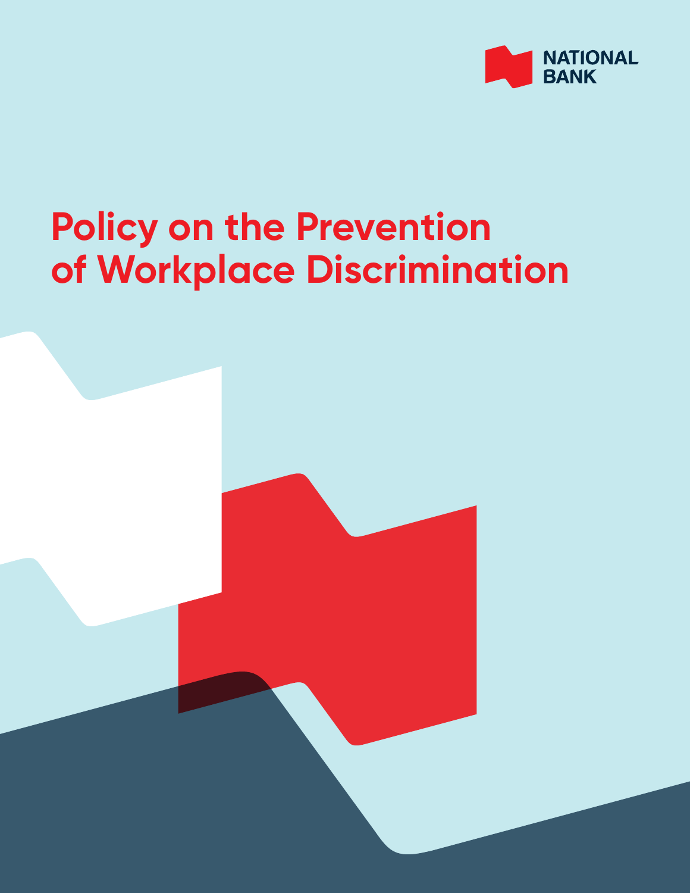NATIONAL BANK

# Policy on the Prevention of Workplace Discrimination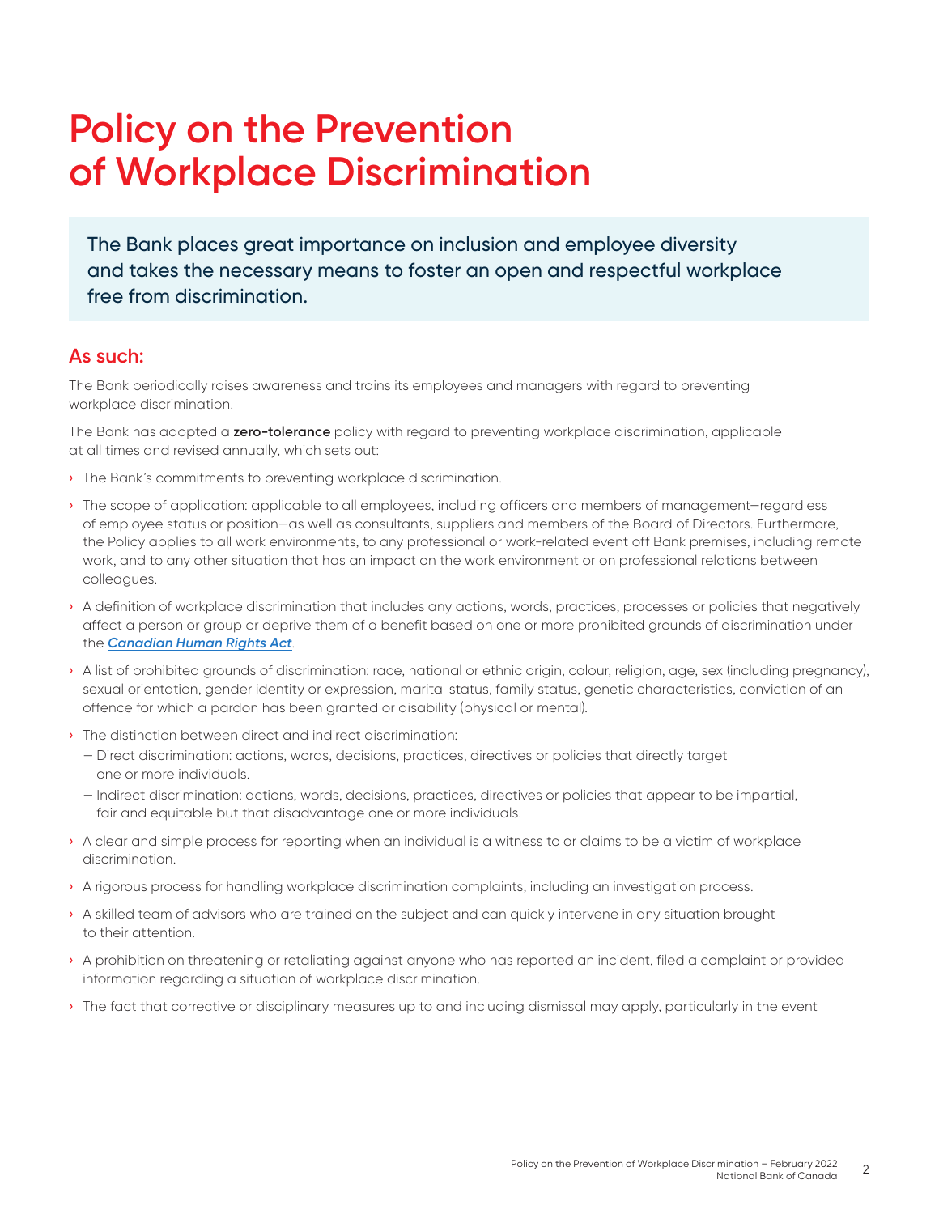# Policy on the Prevention of Workplace Discrimination

The Bank places great importance on inclusion and employee diversity and takes the necessary means to foster an open and respectful workplace free from discrimination.

## As such:

The Bank periodically raises awareness and trains its employees and managers with regard to preventing workplace discrimination.

The Bank has adopted a **zero-tolerance** policy with regard to preventing workplace discrimination, applicable at all times and revised annually, which sets out:

- The Bank's commitments to preventing workplace discrimination.
- The scope of application: applicable to all employees, including officers and members of management—regardless of employee status or position—as well as consultants, suppliers and members of the Board of Directors. Furthermore, the Policy applies to all work environments, to any professional or work-related event off Bank premises, including remote work, and to any other situation that has an impact on the work environment or on professional relations between colleagues.
- A definition of workplace discrimination that includes any actions, words, practices, processes or policies that negatively affect a person or group or deprive them of a benefit based on one or more prohibited grounds of discrimination under the ***Canadian Human Rights Act***.
- A list of prohibited grounds of discrimination: race, national or ethnic origin, colour, religion, age, sex (including pregnancy), sexual orientation, gender identity or expression, marital status, family status, genetic characteristics, conviction of an offence for which a pardon has been granted or disability (physical or mental).
- The distinction between direct and indirect discrimination:
  - Direct discrimination: actions, words, decisions, practices, directives or policies that directly target one or more individuals.
  - Indirect discrimination: actions, words, decisions, practices, directives or policies that appear to be impartial, fair and equitable but that disadvantage one or more individuals.
- A clear and simple process for reporting when an individual is a witness to or claims to be a victim of workplace discrimination.
- A rigorous process for handling workplace discrimination complaints, including an investigation process.
- A skilled team of advisors who are trained on the subject and can quickly intervene in any situation brought to their attention.
- A prohibition on threatening or retaliating against anyone who has reported an incident, filed a complaint or provided information regarding a situation of workplace discrimination.
- The fact that corrective or disciplinary measures up to and including dismissal may apply, particularly in the event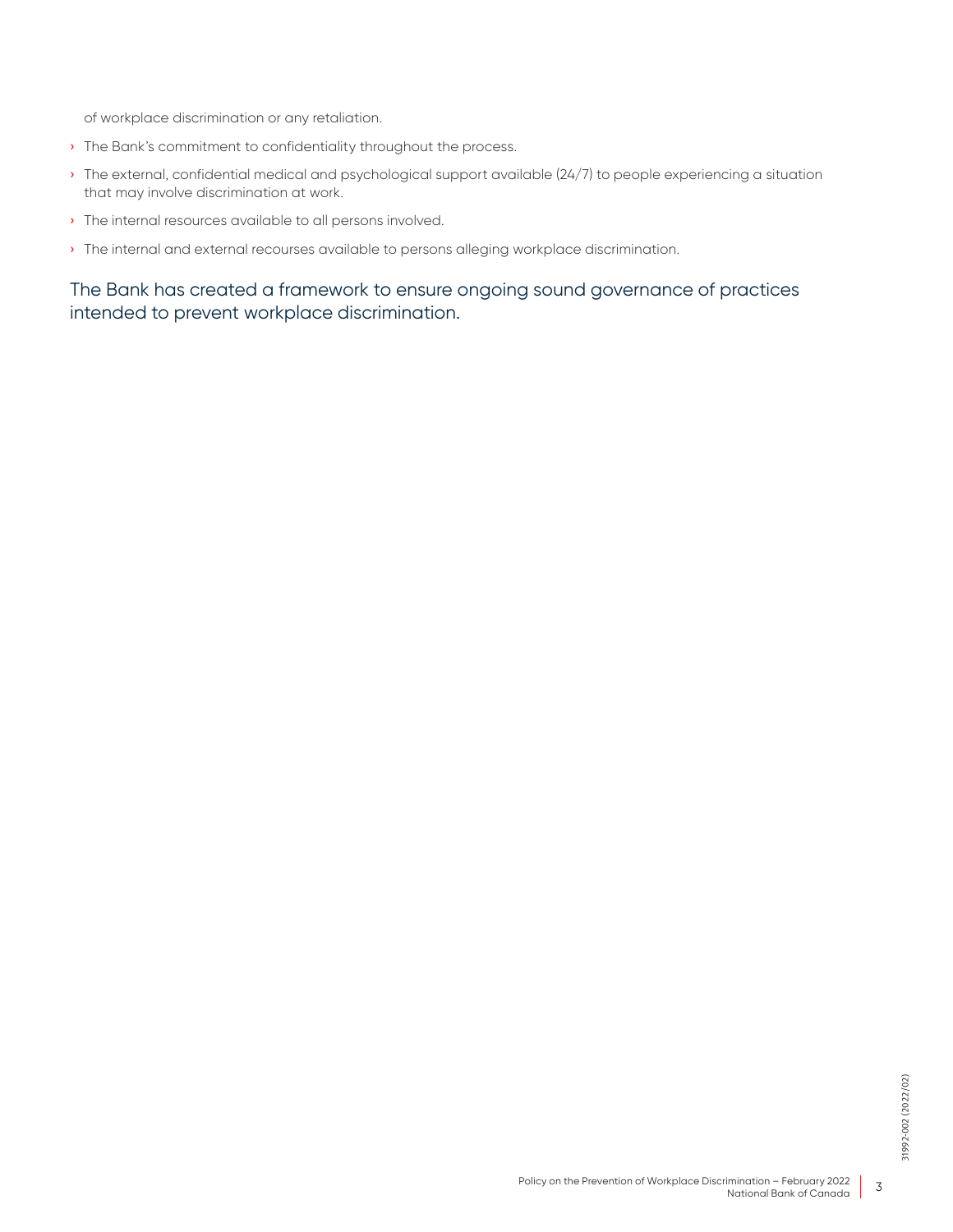of workplace discrimination or any retaliation.

- The Bank's commitment to confidentiality throughout the process.
- The external, confidential medical and psychological support available (24/7) to people experiencing a situation that may involve discrimination at work.
- The internal resources available to all persons involved.
- The internal and external recourses available to persons alleging workplace discrimination.

The Bank has created a framework to ensure ongoing sound governance of practices intended to prevent workplace discrimination.